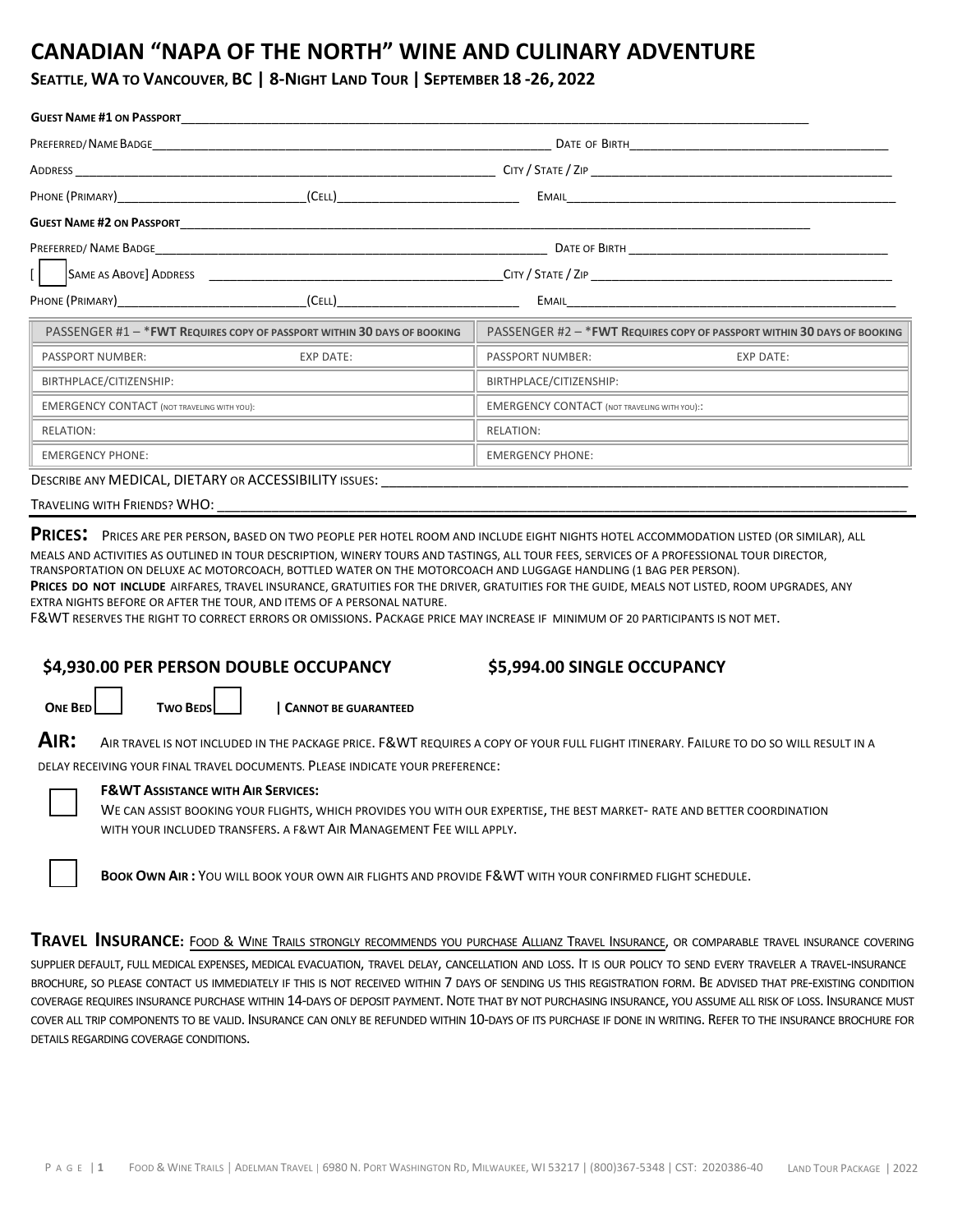# CANADIAN "NAPA OF THE NORTH" WINE AND CULINARY ADVENTURE

## SEATTLE, WA TO VANCOUVER, BC | 8-NIGHT LAND TOUR | SEPTEMBER 18 -26, 2022

**GUEST NAME #1 ON PASSPORT**\_\_\_\_\_\_\_\_\_\_\_\_\_\_\_\_\_\_\_\_\_\_\_\_\_\_\_\_\_\_\_\_\_\_\_\_\_\_\_\_

PREFERRED/NAME BADGE\_\_\_\_\_\_\_\_\_\_\_\_\_\_\_\_\_\_\_\_\_\_\_\_ DATE OF BIRTH\_\_\_\_\_\_\_\_\_\_\_\_\_\_\_\_\_\_

ADDRESS \_\_\_\_\_\_\_\_\_\_\_\_\_\_\_\_\_\_\_\_\_\_\_\_\_\_\_\_ CITY / STATE / ZIP \_\_\_\_\_\_\_\_\_\_\_\_\_\_\_\_\_\_\_\_

PHONE (PRIMARY)\_\_\_\_\_\_\_\_\_\_\_\_\_\_ (CELL)\_\_\_\_\_\_\_\_\_\_\_\_\_\_ EMAIL\_\_\_\_\_\_\_\_\_\_\_\_\_\_\_\_\_\_\_\_

**GUEST NAME #2 ON PASSPORT**\_\_\_\_\_\_\_\_\_\_\_\_\_\_\_\_\_\_\_\_\_\_\_\_\_\_\_\_\_\_\_\_\_\_\_\_\_\_\_\_

PREFERRED/ NAME BADGE\_\_\_\_\_\_\_\_\_\_\_\_\_\_\_\_\_\_\_\_\_\_\_\_ DATE OF BIRTH \_\_\_\_\_\_\_\_\_\_\_\_\_\_\_\_\_\_

[ ☐ SAME AS ABOVE] ADDRESS \_\_\_\_\_\_\_\_\_\_\_\_\_\_\_\_\_\_\_\_\_\_\_\_ CITY / STATE / ZIP \_\_\_\_\_\_\_\_\_\_\_\_\_\_\_\_\_\_\_\_

PHONE (PRIMARY)\_\_\_\_\_\_\_\_\_\_\_\_\_\_ (CELL)\_\_\_\_\_\_\_\_\_\_\_\_\_\_ EMAIL\_\_\_\_\_\_\_\_\_\_\_\_\_\_\_\_\_\_\_\_

| PASSENGER #1 – \***FWT REQUIRES COPY OF PASSPORT WITHIN 30 DAYS OF BOOKING** | | PASSENGER #2 – \***FWT REQUIRES COPY OF PASSPORT WITHIN 30 DAYS OF BOOKING** | |
|---|---|---|---|
| PASSPORT NUMBER: | EXP DATE: | PASSPORT NUMBER: | EXP DATE: |
| BIRTHPLACE/CITIZENSHIP: | | BIRTHPLACE/CITIZENSHIP: | |
| EMERGENCY CONTACT (NOT TRAVELING WITH YOU): | | EMERGENCY CONTACT (NOT TRAVELING WITH YOU):: | |
| RELATION: | | RELATION: | |
| EMERGENCY PHONE: | | EMERGENCY PHONE: | |

DESCRIBE ANY MEDICAL, DIETARY OR ACCESSIBILITY ISSUES: \_\_\_\_\_\_\_\_\_\_\_\_\_\_\_\_\_\_\_\_\_\_\_\_\_\_\_\_

TRAVELING WITH FRIENDS? WHO: \_\_\_\_\_\_\_\_\_\_\_\_\_\_\_\_\_\_\_\_\_\_\_\_\_\_\_\_\_\_\_\_\_\_\_\_

**PRICES:** PRICES ARE PER PERSON, BASED ON TWO PEOPLE PER HOTEL ROOM AND INCLUDE EIGHT NIGHTS HOTEL ACCOMMODATION LISTED (OR SIMILAR), ALL MEALS AND ACTIVITIES AS OUTLINED IN TOUR DESCRIPTION, WINERY TOURS AND TASTINGS, ALL TOUR FEES, SERVICES OF A PROFESSIONAL TOUR DIRECTOR, TRANSPORTATION ON DELUXE AC MOTORCOACH, BOTTLED WATER ON THE MOTORCOACH AND LUGGAGE HANDLING (1 BAG PER PERSON).

**PRICES DO NOT INCLUDE** AIRFARES, TRAVEL INSURANCE, GRATUITIES FOR THE DRIVER, GRATUITIES FOR THE GUIDE, MEALS NOT LISTED, ROOM UPGRADES, ANY EXTRA NIGHTS BEFORE OR AFTER THE TOUR, AND ITEMS OF A PERSONAL NATURE.

F&WT RESERVES THE RIGHT TO CORRECT ERRORS OR OMISSIONS. PACKAGE PRICE MAY INCREASE IF MINIMUM OF 20 PARTICIPANTS IS NOT MET.

**$4,930.00 PER PERSON DOUBLE OCCUPANCY** **$5,994.00 SINGLE OCCUPANCY**

**ONE BED** ☐ **TWO BEDS** ☐ **| CANNOT BE GUARANTEED**

**AIR:** AIR TRAVEL IS NOT INCLUDED IN THE PACKAGE PRICE. F&WT REQUIRES A COPY OF YOUR FULL FLIGHT ITINERARY. FAILURE TO DO SO WILL RESULT IN A DELAY RECEIVING YOUR FINAL TRAVEL DOCUMENTS. PLEASE INDICATE YOUR PREFERENCE:

☐ **F&WT ASSISTANCE WITH AIR SERVICES:**
WE CAN ASSIST BOOKING YOUR FLIGHTS, WHICH PROVIDES YOU WITH OUR EXPERTISE, THE BEST MARKET- RATE AND BETTER COORDINATION WITH YOUR INCLUDED TRANSFERS. A F&WT AIR MANAGEMENT FEE WILL APPLY.

☐ **BOOK OWN AIR :** YOU WILL BOOK YOUR OWN AIR FLIGHTS AND PROVIDE F&WT WITH YOUR CONFIRMED FLIGHT SCHEDULE.

**TRAVEL INSURANCE:** FOOD & WINE TRAILS STRONGLY RECOMMENDS YOU PURCHASE ALLIANZ TRAVEL INSURANCE, OR COMPARABLE TRAVEL INSURANCE COVERING SUPPLIER DEFAULT, FULL MEDICAL EXPENSES, MEDICAL EVACUATION, TRAVEL DELAY, CANCELLATION AND LOSS. IT IS OUR POLICY TO SEND EVERY TRAVELER A TRAVEL-INSURANCE BROCHURE, SO PLEASE CONTACT US IMMEDIATELY IF THIS IS NOT RECEIVED WITHIN 7 DAYS OF SENDING US THIS REGISTRATION FORM. BE ADVISED THAT PRE-EXISTING CONDITION COVERAGE REQUIRES INSURANCE PURCHASE WITHIN 14-DAYS OF DEPOSIT PAYMENT. NOTE THAT BY NOT PURCHASING INSURANCE, YOU ASSUME ALL RISK OF LOSS. INSURANCE MUST COVER ALL TRIP COMPONENTS TO BE VALID. INSURANCE CAN ONLY BE REFUNDED WITHIN 10-DAYS OF ITS PURCHASE IF DONE IN WRITING. REFER TO THE INSURANCE BROCHURE FOR DETAILS REGARDING COVERAGE CONDITIONS.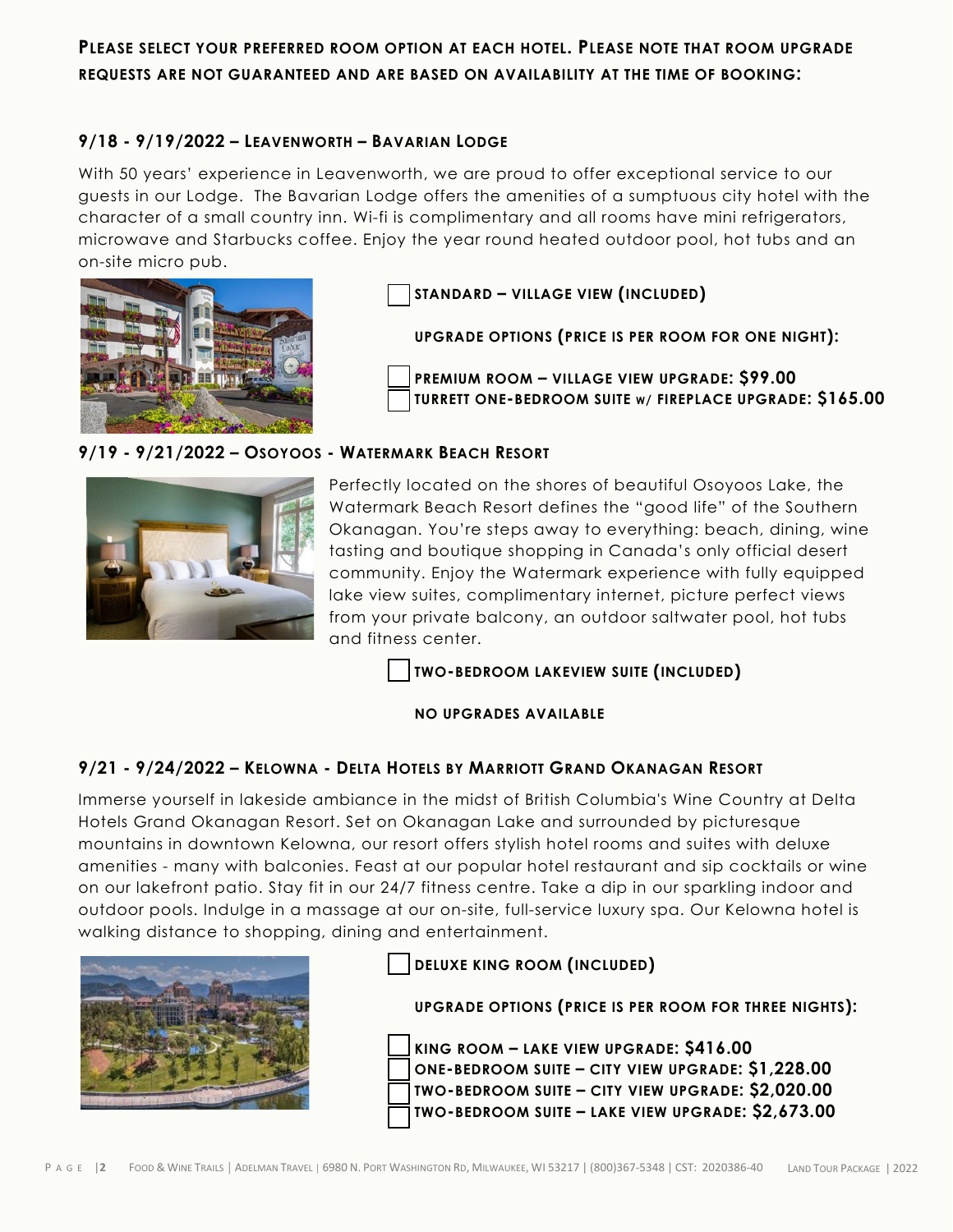**PLEASE SELECT YOUR PREFERRED ROOM OPTION AT EACH HOTEL. PLEASE NOTE THAT ROOM UPGRADE REQUESTS ARE NOT GUARANTEED AND ARE BASED ON AVAILABILITY AT THE TIME OF BOOKING:**

### 9/18 - 9/19/2022 – LEAVENWORTH – BAVARIAN LODGE

With 50 years' experience in Leavenworth, we are proud to offer exceptional service to our guests in our Lodge. The Bavarian Lodge offers the amenities of a sumptuous city hotel with the character of a small country inn. Wi-fi is complimentary and all rooms have mini refrigerators, microwave and Starbucks coffee. Enjoy the year round heated outdoor pool, hot tubs and an on-site micro pub.

☐ **STANDARD – VILLAGE VIEW (INCLUDED)**

**UPGRADE OPTIONS (PRICE IS PER ROOM FOR ONE NIGHT):**

☐ **PREMIUM ROOM – VILLAGE VIEW UPGRADE: $99.00**
☐ **TURRETT ONE-BEDROOM SUITE W/ FIREPLACE UPGRADE: $165.00**

### 9/19 - 9/21/2022 – OSOYOOS - WATERMARK BEACH RESORT

Perfectly located on the shores of beautiful Osoyoos Lake, the Watermark Beach Resort defines the "good life" of the Southern Okanagan. You're steps away to everything: beach, dining, wine tasting and boutique shopping in Canada's only official desert community. Enjoy the Watermark experience with fully equipped lake view suites, complimentary internet, picture perfect views from your private balcony, an outdoor saltwater pool, hot tubs and fitness center.

☐ **TWO-BEDROOM LAKEVIEW SUITE (INCLUDED)**

**NO UPGRADES AVAILABLE**

### 9/21 - 9/24/2022 – KELOWNA - DELTA HOTELS BY MARRIOTT GRAND OKANAGAN RESORT

Immerse yourself in lakeside ambiance in the midst of British Columbia's Wine Country at Delta Hotels Grand Okanagan Resort. Set on Okanagan Lake and surrounded by picturesque mountains in downtown Kelowna, our resort offers stylish hotel rooms and suites with deluxe amenities - many with balconies. Feast at our popular hotel restaurant and sip cocktails or wine on our lakefront patio. Stay fit in our 24/7 fitness centre. Take a dip in our sparkling indoor and outdoor pools. Indulge in a massage at our on-site, full-service luxury spa. Our Kelowna hotel is walking distance to shopping, dining and entertainment.

☐ **DELUXE KING ROOM (INCLUDED)**

**UPGRADE OPTIONS (PRICE IS PER ROOM FOR THREE NIGHTS):**

☐ **KING ROOM – LAKE VIEW UPGRADE: $416.00**
☐ **ONE-BEDROOM SUITE – CITY VIEW UPGRADE: $1,228.00**
☐ **TWO-BEDROOM SUITE – CITY VIEW UPGRADE: $2,020.00**
☐ **TWO-BEDROOM SUITE – LAKE VIEW UPGRADE: $2,673.00**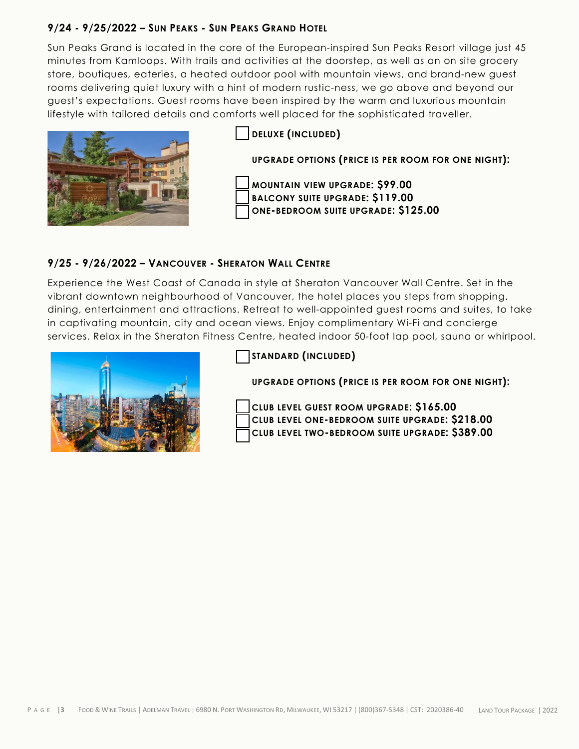### 9/24 - 9/25/2022 – Sun Peaks - Sun Peaks Grand Hotel

Sun Peaks Grand is located in the core of the European-inspired Sun Peaks Resort village just 45 minutes from Kamloops. With trails and activities at the doorstep, as well as an on site grocery store, boutiques, eateries, a heated outdoor pool with mountain views, and brand-new guest rooms delivering quiet luxury with a hint of modern rustic-ness, we go above and beyond our guest's expectations. Guest rooms have been inspired by the warm and luxurious mountain lifestyle with tailored details and comforts well placed for the sophisticated traveller.

- [ ] **DELUXE (INCLUDED)**

**UPGRADE OPTIONS (PRICE IS PER ROOM FOR ONE NIGHT):**

- [ ] **MOUNTAIN VIEW UPGRADE: $99.00**
- [ ] **BALCONY SUITE UPGRADE: $119.00**
- [ ] **ONE-BEDROOM SUITE UPGRADE: $125.00**

### 9/25 - 9/26/2022 – Vancouver - Sheraton Wall Centre

Experience the West Coast of Canada in style at Sheraton Vancouver Wall Centre. Set in the vibrant downtown neighbourhood of Vancouver, the hotel places you steps from shopping, dining, entertainment and attractions. Retreat to well-appointed guest rooms and suites, to take in captivating mountain, city and ocean views. Enjoy complimentary Wi-Fi and concierge services. Relax in the Sheraton Fitness Centre, heated indoor 50-foot lap pool, sauna or whirlpool.

- [ ] **STANDARD (INCLUDED)**

**UPGRADE OPTIONS (PRICE IS PER ROOM FOR ONE NIGHT):**

- [ ] **CLUB LEVEL GUEST ROOM UPGRADE: $165.00**
- [ ] **CLUB LEVEL ONE-BEDROOM SUITE UPGRADE: $218.00**
- [ ] **CLUB LEVEL TWO-BEDROOM SUITE UPGRADE: $389.00**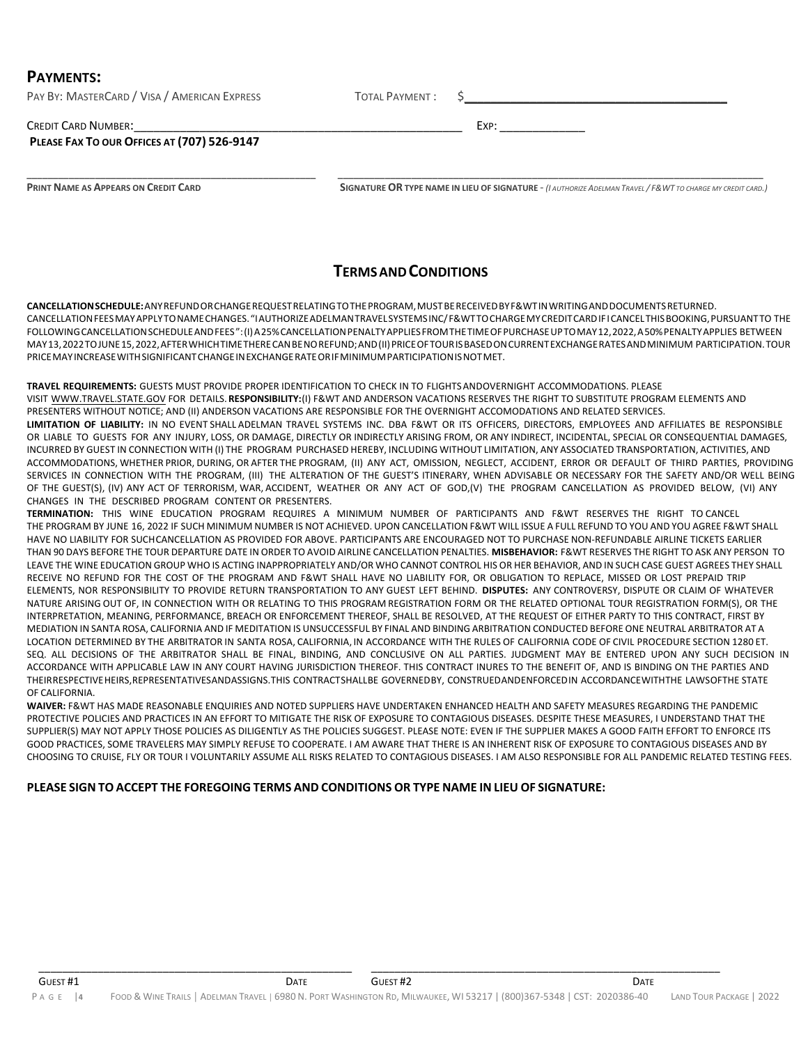## PAYMENTS:

PAY BY: MASTERCARD / VISA / AMERICAN EXPRESS TOTAL PAYMENT : $\_\_\_\_\_\_\_\_\_\_\_\_\_\_\_\_\_\_\_\_\_\_\_\_\_\_\_\_\_\_\_\_\_\_\_\_

CREDIT CARD NUMBER:\_\_\_\_\_\_\_\_\_\_\_\_\_\_\_\_\_\_\_\_\_\_\_\_\_\_\_\_\_\_\_\_\_\_\_\_\_\_\_\_\_\_\_\_\_\_\_\_\_\_\_\_\_\_ EXP: \_\_\_\_\_\_\_\_\_\_\_\_\_\_

**PLEASE FAX TO OUR OFFICES AT (707) 526-9147**

\_\_\_\_\_\_\_\_\_\_\_\_\_\_\_\_\_\_\_\_\_\_\_\_\_\_\_\_\_\_\_\_\_\_\_\_\_\_\_\_\_\_\_\_\_\_\_\_ \_\_\_\_\_\_\_\_\_\_\_\_\_\_\_\_\_\_\_\_\_\_\_\_\_\_\_\_\_\_\_\_\_\_\_\_\_\_\_\_\_\_\_\_\_\_\_\_\_\_\_\_\_\_\_\_\_\_\_\_\_\_\_\_\_\_\_\_\_\_

**PRINT NAME AS APPEARS ON CREDIT CARD** **SIGNATURE OR TYPE NAME IN LIEU OF SIGNATURE** - *(I AUTHORIZE ADELMAN TRAVEL / F&WT TO CHARGE MY CREDIT CARD.)*

## TERMS AND CONDITIONS

**CANCELLATION SCHEDULE:** ANY REFUND OR CHANGE REQUEST RELATING TO THE PROGRAM, MUST BE RECEIVED BY F&WT IN WRITING AND DOCUMENTS RETURNED. CANCELLATION FEES MAY APPLY TO NAME CHANGES. "I AUTHORIZE ADELMAN TRAVEL SYSTEMS INC/ F&WT TO CHARGE MY CREDIT CARD IF I CANCEL THIS BOOKING, PURSUANT TO THE FOLLOWING CANCELLATION SCHEDULE AND FEES": (I) A 25% CANCELLATION PENALTY APPLIES FROM THE TIME OF PURCHASE UP TO MAY 12, 2022, A 50% PENALTY APPLIES BETWEEN MAY 13, 2022 TO JUNE 15, 2022, AFTER WHICH TIME THERE CAN BE NO REFUND; AND (II) PRICE OF TOUR IS BASED ON CURRENT EXCHANGE RATES AND MINIMUM PARTICIPATION. TOUR PRICE MAY INCREASE WITH SIGNIFICANT CHANGE IN EXCHANGE RATE OR IF MINIMUM PARTICIPATION IS NOT MET.

**TRAVEL REQUIREMENTS:** GUESTS MUST PROVIDE PROPER IDENTIFICATION TO CHECK IN TO FLIGHTS AND OVERNIGHT ACCOMMODATIONS. PLEASE VISIT WWW.TRAVEL.STATE.GOV FOR DETAILS. **RESPONSIBILITY:** (I) F&WT AND ANDERSON VACATIONS RESERVES THE RIGHT TO SUBSTITUTE PROGRAM ELEMENTS AND PRESENTERS WITHOUT NOTICE; AND (II) ANDERSON VACATIONS ARE RESPONSIBLE FOR THE OVERNIGHT ACCOMODATIONS AND RELATED SERVICES.

**LIMITATION OF LIABILITY:** IN NO EVENT SHALL ADELMAN TRAVEL SYSTEMS INC. DBA F&WT OR ITS OFFICERS, DIRECTORS, EMPLOYEES AND AFFILIATES BE RESPONSIBLE OR LIABLE TO GUESTS FOR ANY INJURY, LOSS, OR DAMAGE, DIRECTLY OR INDIRECTLY ARISING FROM, OR ANY INDIRECT, INCIDENTAL, SPECIAL OR CONSEQUENTIAL DAMAGES, INCURRED BY GUEST IN CONNECTION WITH (I) THE PROGRAM PURCHASED HEREBY, INCLUDING WITHOUT LIMITATION, ANY ASSOCIATED TRANSPORTATION, ACTIVITIES, AND ACCOMMODATIONS, WHETHER PRIOR, DURING, OR AFTER THE PROGRAM, (II) ANY ACT, OMISSION, NEGLECT, ACCIDENT, ERROR OR DEFAULT OF THIRD PARTIES, PROVIDING SERVICES IN CONNECTION WITH THE PROGRAM, (III) THE ALTERATION OF THE GUEST'S ITINERARY, WHEN ADVISABLE OR NECESSARY FOR THE SAFETY AND/OR WELL BEING OF THE GUEST(S), (IV) ANY ACT OF TERRORISM, WAR, ACCIDENT, WEATHER OR ANY ACT OF GOD,(V) THE PROGRAM CANCELLATION AS PROVIDED BELOW, (VI) ANY CHANGES IN THE DESCRIBED PROGRAM CONTENT OR PRESENTERS.

**TERMINATION:** THIS WINE EDUCATION PROGRAM REQUIRES A MINIMUM NUMBER OF PARTICIPANTS AND F&WT RESERVES THE RIGHT TO CANCEL THE PROGRAM BY JUNE 16, 2022 IF SUCH MINIMUM NUMBER IS NOT ACHIEVED. UPON CANCELLATION F&WT WILL ISSUE A FULL REFUND TO YOU AND YOU AGREE F&WT SHALL HAVE NO LIABILITY FOR SUCH CANCELLATION AS PROVIDED FOR ABOVE. PARTICIPANTS ARE ENCOURAGED NOT TO PURCHASE NON-REFUNDABLE AIRLINE TICKETS EARLIER THAN 90 DAYS BEFORE THE TOUR DEPARTURE DATE IN ORDER TO AVOID AIRLINE CANCELLATION PENALTIES. **MISBEHAVIOR:** F&WT RESERVES THE RIGHT TO ASK ANY PERSON TO LEAVE THE WINE EDUCATION GROUP WHO IS ACTING INAPPROPRIATELY AND/OR WHO CANNOT CONTROL HIS OR HER BEHAVIOR, AND IN SUCH CASE GUEST AGREES THEY SHALL RECEIVE NO REFUND FOR THE COST OF THE PROGRAM AND F&WT SHALL HAVE NO LIABILITY FOR, OR OBLIGATION TO REPLACE, MISSED OR LOST PREPAID TRIP ELEMENTS, NOR RESPONSIBILITY TO PROVIDE RETURN TRANSPORTATION TO ANY GUEST LEFT BEHIND. **DISPUTES:** ANY CONTROVERSY, DISPUTE OR CLAIM OF WHATEVER NATURE ARISING OUT OF, IN CONNECTION WITH OR RELATING TO THIS PROGRAM REGISTRATION FORM OR THE RELATED OPTIONAL TOUR REGISTRATION FORM(S), OR THE INTERPRETATION, MEANING, PERFORMANCE, BREACH OR ENFORCEMENT THEREOF, SHALL BE RESOLVED, AT THE REQUEST OF EITHER PARTY TO THIS CONTRACT, FIRST BY MEDIATION IN SANTA ROSA, CALIFORNIA AND IF MEDITATION IS UNSUCCESSFUL BY FINAL AND BINDING ARBITRATION CONDUCTED BEFORE ONE NEUTRAL ARBITRATOR AT A LOCATION DETERMINED BY THE ARBITRATOR IN SANTA ROSA, CALIFORNIA, IN ACCORDANCE WITH THE RULES OF CALIFORNIA CODE OF CIVIL PROCEDURE SECTION 1280 ET. SEQ. ALL DECISIONS OF THE ARBITRATOR SHALL BE FINAL, BINDING, AND CONCLUSIVE ON ALL PARTIES. JUDGMENT MAY BE ENTERED UPON ANY SUCH DECISION IN ACCORDANCE WITH APPLICABLE LAW IN ANY COURT HAVING JURISDICTION THEREOF. THIS CONTRACT INURES TO THE BENEFIT OF, AND IS BINDING ON THE PARTIES AND THEIR RESPECTIVE HEIRS, REPRESENTATIVES AND ASSIGNS. THIS CONTRACT SHALL BE GOVERNED BY, CONSTRUED AND ENFORCED IN ACCORDANCE WITH THE LAWS OF THE STATE OF CALIFORNIA.

**WAIVER:** F&WT HAS MADE REASONABLE ENQUIRIES AND NOTED SUPPLIERS HAVE UNDERTAKEN ENHANCED HEALTH AND SAFETY MEASURES REGARDING THE PANDEMIC PROTECTIVE POLICIES AND PRACTICES IN AN EFFORT TO MITIGATE THE RISK OF EXPOSURE TO CONTAGIOUS DISEASES. DESPITE THESE MEASURES, I UNDERSTAND THAT THE SUPPLIER(S) MAY NOT APPLY THOSE POLICIES AS DILIGENTLY AS THE POLICIES SUGGEST. PLEASE NOTE: EVEN IF THE SUPPLIER MAKES A GOOD FAITH EFFORT TO ENFORCE ITS GOOD PRACTICES, SOME TRAVELERS MAY SIMPLY REFUSE TO COOPERATE. I AM AWARE THAT THERE IS AN INHERENT RISK OF EXPOSURE TO CONTAGIOUS DISEASES AND BY CHOOSING TO CRUISE, FLY OR TOUR I VOLUNTARILY ASSUME ALL RISKS RELATED TO CONTAGIOUS DISEASES. I AM ALSO RESPONSIBLE FOR ALL PANDEMIC RELATED TESTING FEES.

**PLEASE SIGN TO ACCEPT THE FOREGOING TERMS AND CONDITIONS OR TYPE NAME IN LIEU OF SIGNATURE:**

\_\_\_\_\_\_\_\_\_\_\_\_\_\_\_\_\_\_\_\_\_\_\_\_\_\_\_\_\_\_\_\_\_\_\_\_\_\_\_\_\_\_\_\_\_\_\_\_\_\_\_\_ \_\_\_\_\_\_\_\_\_\_\_\_\_\_\_\_\_\_\_\_\_\_\_\_\_\_\_\_\_\_\_\_\_\_\_\_\_\_\_\_\_\_\_\_\_\_\_\_\_\_\_\_\_\_\_\_\_\_\_\_

GUEST #1 DATE GUEST #2 DATE